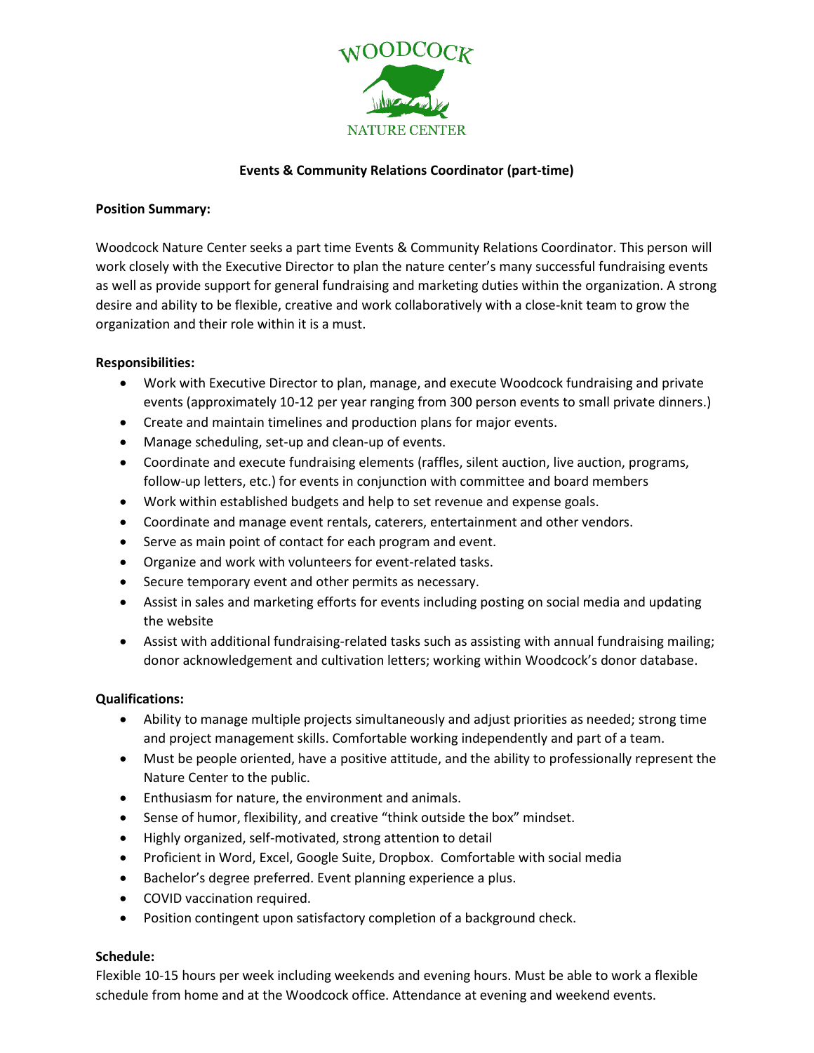WOODCOCK

NATURE CENTER

# Events & Community Relations Coordinator (part-time)

**Position Summary:**

Woodcock Nature Center seeks a part time Events & Community Relations Coordinator. This person will work closely with the Executive Director to plan the nature center's many successful fundraising events as well as provide support for general fundraising and marketing duties within the organization. A strong desire and ability to be flexible, creative and work collaboratively with a close-knit team to grow the organization and their role within it is a must.

**Responsibilities:**

- Work with Executive Director to plan, manage, and execute Woodcock fundraising and private events (approximately 10-12 per year ranging from 300 person events to small private dinners.)
- Create and maintain timelines and production plans for major events.
- Manage scheduling, set-up and clean-up of events.
- Coordinate and execute fundraising elements (raffles, silent auction, live auction, programs, follow-up letters, etc.) for events in conjunction with committee and board members
- Work within established budgets and help to set revenue and expense goals.
- Coordinate and manage event rentals, caterers, entertainment and other vendors.
- Serve as main point of contact for each program and event.
- Organize and work with volunteers for event-related tasks.
- Secure temporary event and other permits as necessary.
- Assist in sales and marketing efforts for events including posting on social media and updating the website
- Assist with additional fundraising-related tasks such as assisting with annual fundraising mailing; donor acknowledgement and cultivation letters; working within Woodcock's donor database.

**Qualifications:**

- Ability to manage multiple projects simultaneously and adjust priorities as needed; strong time and project management skills. Comfortable working independently and part of a team.
- Must be people oriented, have a positive attitude, and the ability to professionally represent the Nature Center to the public.
- Enthusiasm for nature, the environment and animals.
- Sense of humor, flexibility, and creative "think outside the box" mindset.
- Highly organized, self-motivated, strong attention to detail
- Proficient in Word, Excel, Google Suite, Dropbox. Comfortable with social media
- Bachelor's degree preferred. Event planning experience a plus.
- COVID vaccination required.
- Position contingent upon satisfactory completion of a background check.

**Schedule:**

Flexible 10-15 hours per week including weekends and evening hours. Must be able to work a flexible schedule from home and at the Woodcock office. Attendance at evening and weekend events.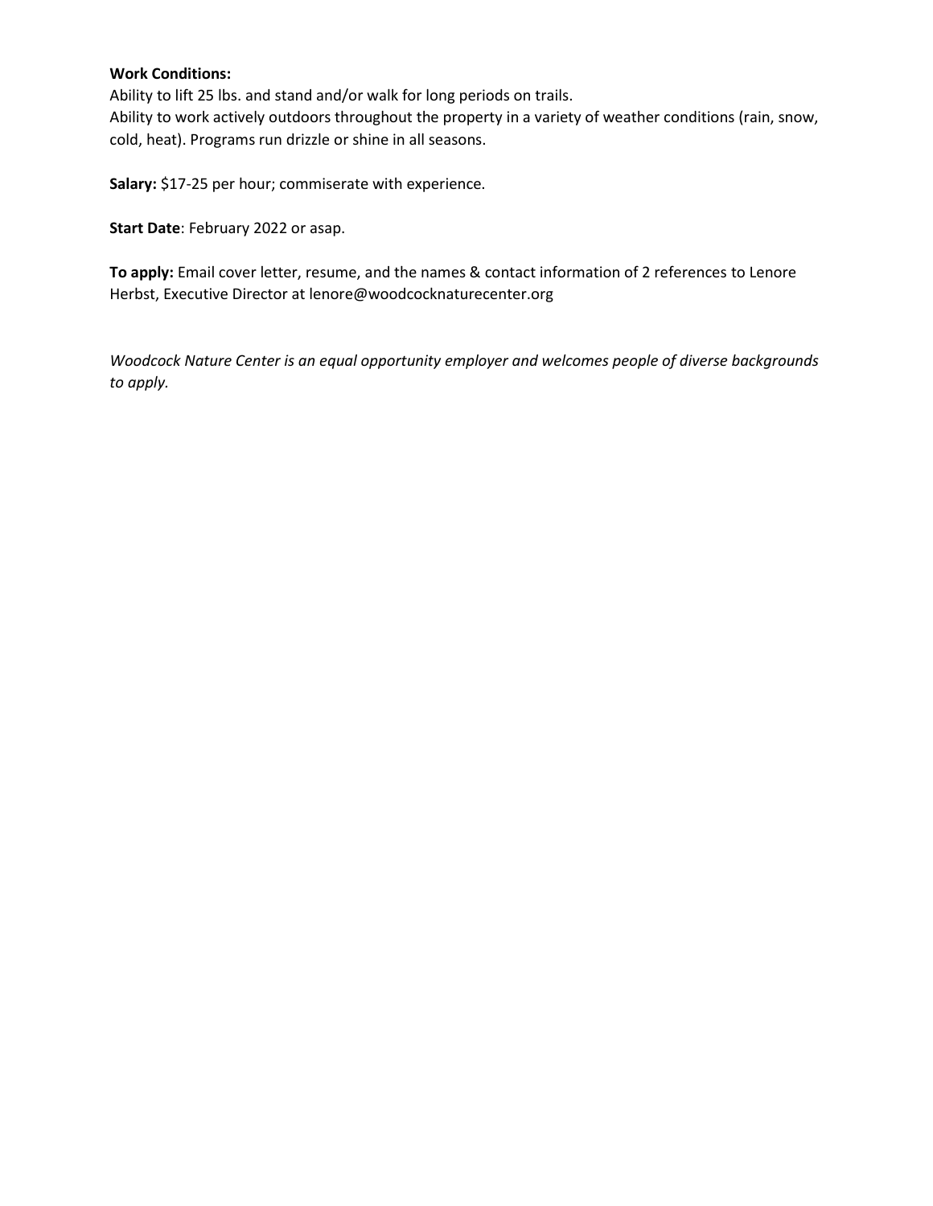**Work Conditions:**
Ability to lift 25 lbs. and stand and/or walk for long periods on trails.
Ability to work actively outdoors throughout the property in a variety of weather conditions (rain, snow, cold, heat). Programs run drizzle or shine in all seasons.

**Salary:** $17-25 per hour; commiserate with experience.

**Start Date**: February 2022 or asap.

**To apply:** Email cover letter, resume, and the names & contact information of 2 references to Lenore Herbst, Executive Director at lenore@woodcocknaturecenter.org

*Woodcock Nature Center is an equal opportunity employer and welcomes people of diverse backgrounds to apply.*